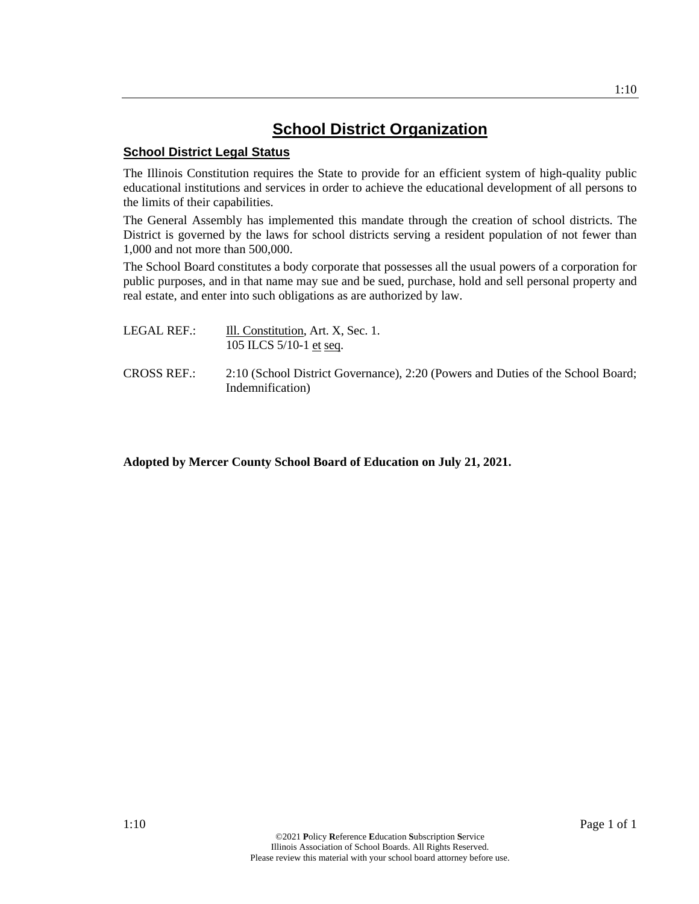# School District Organization

## School District Legal Status

The Illinois Constitution requires the State to provide for an efficient system of high-quality public educational institutions and services in order to achieve the educational development of all persons to the limits of their capabilities.

The General Assembly has implemented this mandate through the creation of school districts. The District is governed by the laws for school districts serving a resident population of not fewer than 1,000 and not more than 500,000.

The School Board constitutes a body corporate that possesses all the usual powers of a corporation for public purposes, and in that name may sue and be sued, purchase, hold and sell personal property and real estate, and enter into such obligations as are authorized by law.

LEGAL REF.: Ill. Constitution, Art. X, Sec. 1.
105 ILCS 5/10-1 et seq.

CROSS REF.: 2:10 (School District Governance), 2:20 (Powers and Duties of the School Board; Indemnification)

**Adopted by Mercer County School Board of Education on July 21, 2021.**

©2021 **P**olicy **R**eference **E**ducation **S**ubscription **S**ervice
Illinois Association of School Boards. All Rights Reserved.
Please review this material with your school board attorney before use.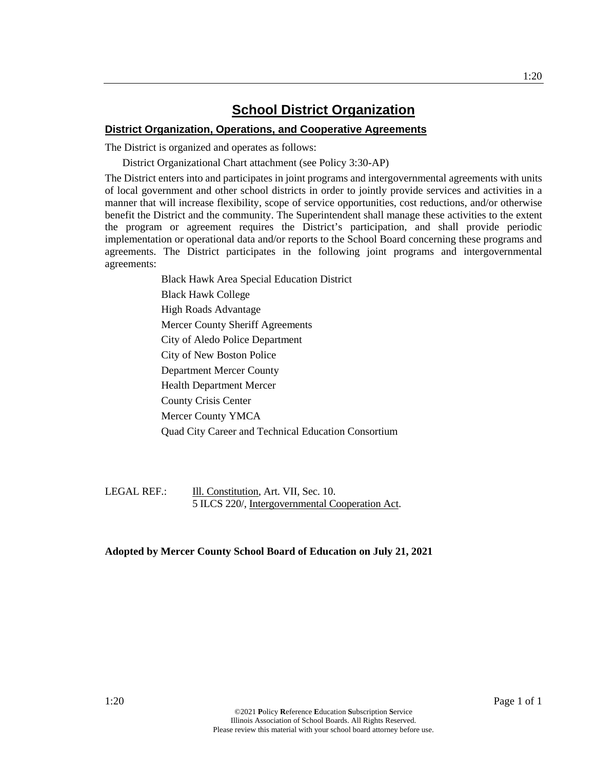# School District Organization

## District Organization, Operations, and Cooperative Agreements

The District is organized and operates as follows:

District Organizational Chart attachment (see Policy 3:30-AP)

The District enters into and participates in joint programs and intergovernmental agreements with units of local government and other school districts in order to jointly provide services and activities in a manner that will increase flexibility, scope of service opportunities, cost reductions, and/or otherwise benefit the District and the community. The Superintendent shall manage these activities to the extent the program or agreement requires the District's participation, and shall provide periodic implementation or operational data and/or reports to the School Board concerning these programs and agreements. The District participates in the following joint programs and intergovernmental agreements:

Black Hawk Area Special Education District
Black Hawk College
High Roads Advantage
Mercer County Sheriff Agreements
City of Aledo Police Department
City of New Boston Police
Department Mercer County
Health Department Mercer
County Crisis Center
Mercer County YMCA
Quad City Career and Technical Education Consortium

LEGAL REF.: Ill. Constitution, Art. VII, Sec. 10.
5 ILCS 220/, Intergovernmental Cooperation Act.

**Adopted by Mercer County School Board of Education on July 21, 2021**

©2021 **P**olicy **R**eference **E**ducation **S**ubscription **S**ervice
Illinois Association of School Boards. All Rights Reserved.
Please review this material with your school board attorney before use.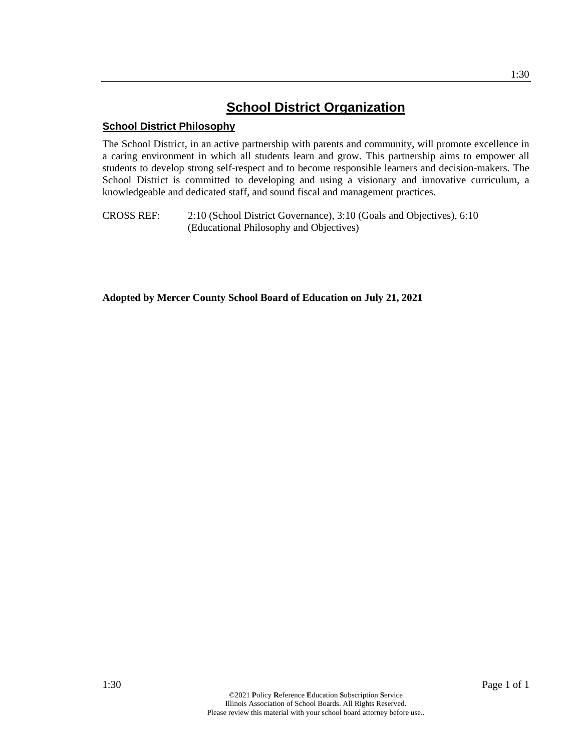# School District Organization

## School District Philosophy

The School District, in an active partnership with parents and community, will promote excellence in a caring environment in which all students learn and grow. This partnership aims to empower all students to develop strong self-respect and to become responsible learners and decision-makers. The School District is committed to developing and using a visionary and innovative curriculum, a knowledgeable and dedicated staff, and sound fiscal and management practices.

CROSS REF: 2:10 (School District Governance), 3:10 (Goals and Objectives), 6:10 (Educational Philosophy and Objectives)

**Adopted by Mercer County School Board of Education on July 21, 2021**

©2021 **P**olicy **R**eference **E**ducation **S**ubscription **S**ervice
Illinois Association of School Boards. All Rights Reserved.
Please review this material with your school board attorney before use..